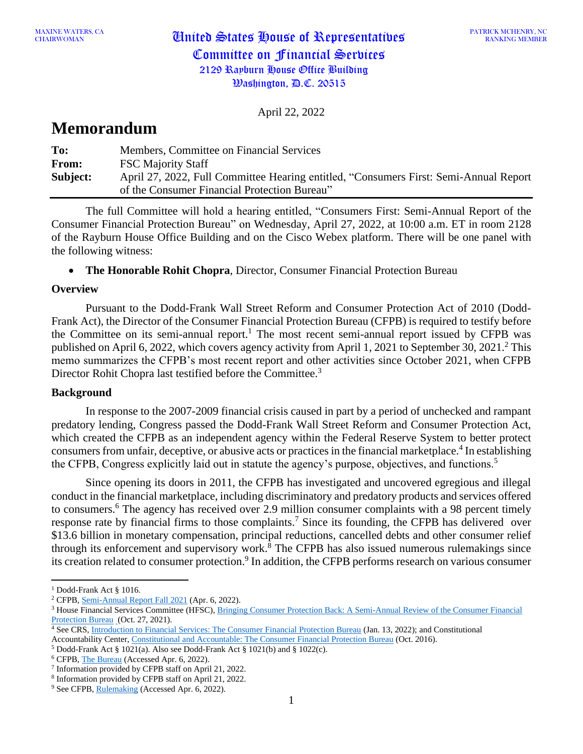MAXINE WATERS, CA
CHAIRWOMAN

United States House of Representatives
Committee on Financial Services
2129 Rayburn House Office Building
Washington, D.C. 20515

PATRICK MCHENRY, NC
RANKING MEMBER

April 22, 2022

# Memorandum

**To:** Members, Committee on Financial Services
**From:** FSC Majority Staff
**Subject:** April 27, 2022, Full Committee Hearing entitled, "Consumers First: Semi-Annual Report of the Consumer Financial Protection Bureau"

The full Committee will hold a hearing entitled, "Consumers First: Semi-Annual Report of the Consumer Financial Protection Bureau" on Wednesday, April 27, 2022, at 10:00 a.m. ET in room 2128 of the Rayburn House Office Building and on the Cisco Webex platform. There will be one panel with the following witness:

- **The Honorable Rohit Chopra**, Director, Consumer Financial Protection Bureau

## Overview

Pursuant to the Dodd-Frank Wall Street Reform and Consumer Protection Act of 2010 (Dodd-Frank Act), the Director of the Consumer Financial Protection Bureau (CFPB) is required to testify before the Committee on its semi-annual report.[1] The most recent semi-annual report issued by CFPB was published on April 6, 2022, which covers agency activity from April 1, 2021 to September 30, 2021.[2] This memo summarizes the CFPB's most recent report and other activities since October 2021, when CFPB Director Rohit Chopra last testified before the Committee.[3]

## Background

In response to the 2007-2009 financial crisis caused in part by a period of unchecked and rampant predatory lending, Congress passed the Dodd-Frank Wall Street Reform and Consumer Protection Act, which created the CFPB as an independent agency within the Federal Reserve System to better protect consumers from unfair, deceptive, or abusive acts or practices in the financial marketplace.[4] In establishing the CFPB, Congress explicitly laid out in statute the agency's purpose, objectives, and functions.[5]

Since opening its doors in 2011, the CFPB has investigated and uncovered egregious and illegal conduct in the financial marketplace, including discriminatory and predatory products and services offered to consumers.[6] The agency has received over 2.9 million consumer complaints with a 98 percent timely response rate by financial firms to those complaints.[7] Since its founding, the CFPB has delivered over $13.6 billion in monetary compensation, principal reductions, cancelled debts and other consumer relief through its enforcement and supervisory work.[8] The CFPB has also issued numerous rulemakings since its creation related to consumer protection.[9] In addition, the CFPB performs research on various consumer

---

[1] Dodd-Frank Act § 1016.
[2] CFPB, Semi-Annual Report Fall 2021 (Apr. 6, 2022).
[3] House Financial Services Committee (HFSC), Bringing Consumer Protection Back: A Semi-Annual Review of the Consumer Financial Protection Bureau (Oct. 27, 2021).
[4] See CRS, Introduction to Financial Services: The Consumer Financial Protection Bureau (Jan. 13, 2022); and Constitutional Accountability Center, Constitutional and Accountable: The Consumer Financial Protection Bureau (Oct. 2016).
[5] Dodd-Frank Act § 1021(a). Also see Dodd-Frank Act § 1021(b) and § 1022(c).
[6] CFPB, The Bureau (Accessed Apr. 6, 2022).
[7] Information provided by CFPB staff on April 21, 2022.
[8] Information provided by CFPB staff on April 21, 2022.
[9] See CFPB, Rulemaking (Accessed Apr. 6, 2022).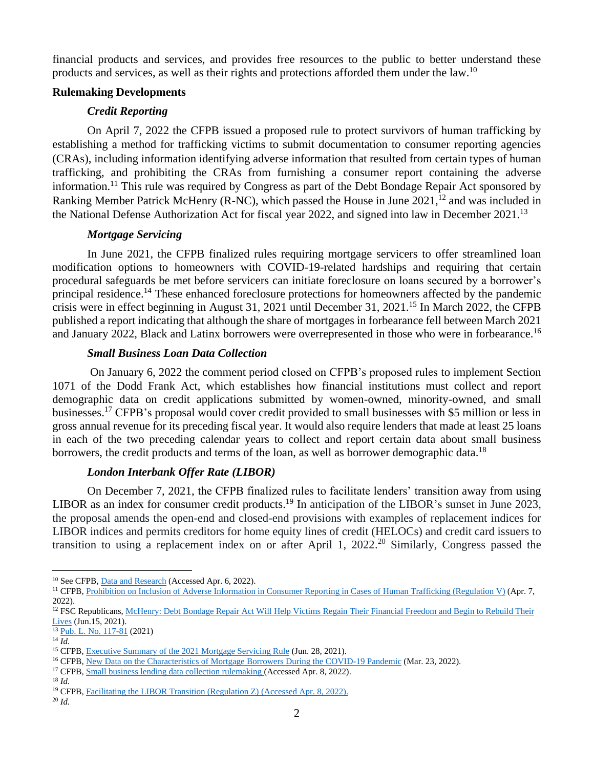financial products and services, and provides free resources to the public to better understand these products and services, as well as their rights and protections afforded them under the law.[10]

**Rulemaking Developments**

***Credit Reporting***

On April 7, 2022 the CFPB issued a proposed rule to protect survivors of human trafficking by establishing a method for trafficking victims to submit documentation to consumer reporting agencies (CRAs), including information identifying adverse information that resulted from certain types of human trafficking, and prohibiting the CRAs from furnishing a consumer report containing the adverse information.[11] This rule was required by Congress as part of the Debt Bondage Repair Act sponsored by Ranking Member Patrick McHenry (R-NC), which passed the House in June 2021,[12] and was included in the National Defense Authorization Act for fiscal year 2022, and signed into law in December 2021.[13]

***Mortgage Servicing***

In June 2021, the CFPB finalized rules requiring mortgage servicers to offer streamlined loan modification options to homeowners with COVID-19-related hardships and requiring that certain procedural safeguards be met before servicers can initiate foreclosure on loans secured by a borrower's principal residence.[14] These enhanced foreclosure protections for homeowners affected by the pandemic crisis were in effect beginning in August 31, 2021 until December 31, 2021.[15] In March 2022, the CFPB published a report indicating that although the share of mortgages in forbearance fell between March 2021 and January 2022, Black and Latinx borrowers were overrepresented in those who were in forbearance.[16]

***Small Business Loan Data Collection***

On January 6, 2022 the comment period closed on CFPB's proposed rules to implement Section 1071 of the Dodd Frank Act, which establishes how financial institutions must collect and report demographic data on credit applications submitted by women-owned, minority-owned, and small businesses.[17] CFPB's proposal would cover credit provided to small businesses with $5 million or less in gross annual revenue for its preceding fiscal year. It would also require lenders that made at least 25 loans in each of the two preceding calendar years to collect and report certain data about small business borrowers, the credit products and terms of the loan, as well as borrower demographic data.[18]

***London Interbank Offer Rate (LIBOR)***

On December 7, 2021, the CFPB finalized rules to facilitate lenders' transition away from using LIBOR as an index for consumer credit products.[19] In anticipation of the LIBOR's sunset in June 2023, the proposal amends the open-end and closed-end provisions with examples of replacement indices for LIBOR indices and permits creditors for home equity lines of credit (HELOCs) and credit card issuers to transition to using a replacement index on or after April 1, 2022.[20] Similarly, Congress passed the

---

[10] See CFPB, Data and Research (Accessed Apr. 6, 2022).

[11] CFPB, Prohibition on Inclusion of Adverse Information in Consumer Reporting in Cases of Human Trafficking (Regulation V) (Apr. 7, 2022).

[12] FSC Republicans, McHenry: Debt Bondage Repair Act Will Help Victims Regain Their Financial Freedom and Begin to Rebuild Their Lives (Jun.15, 2021).

[13] Pub. L. No. 117-81 (2021)

[14] *Id.*

[15] CFPB, Executive Summary of the 2021 Mortgage Servicing Rule (Jun. 28, 2021).

[16] CFPB, New Data on the Characteristics of Mortgage Borrowers During the COVID-19 Pandemic (Mar. 23, 2022).

[17] CFPB, Small business lending data collection rulemaking (Accessed Apr. 8, 2022).

[18] *Id.*

[19] CFPB, Facilitating the LIBOR Transition (Regulation Z) (Accessed Apr. 8, 2022).

[20] *Id.*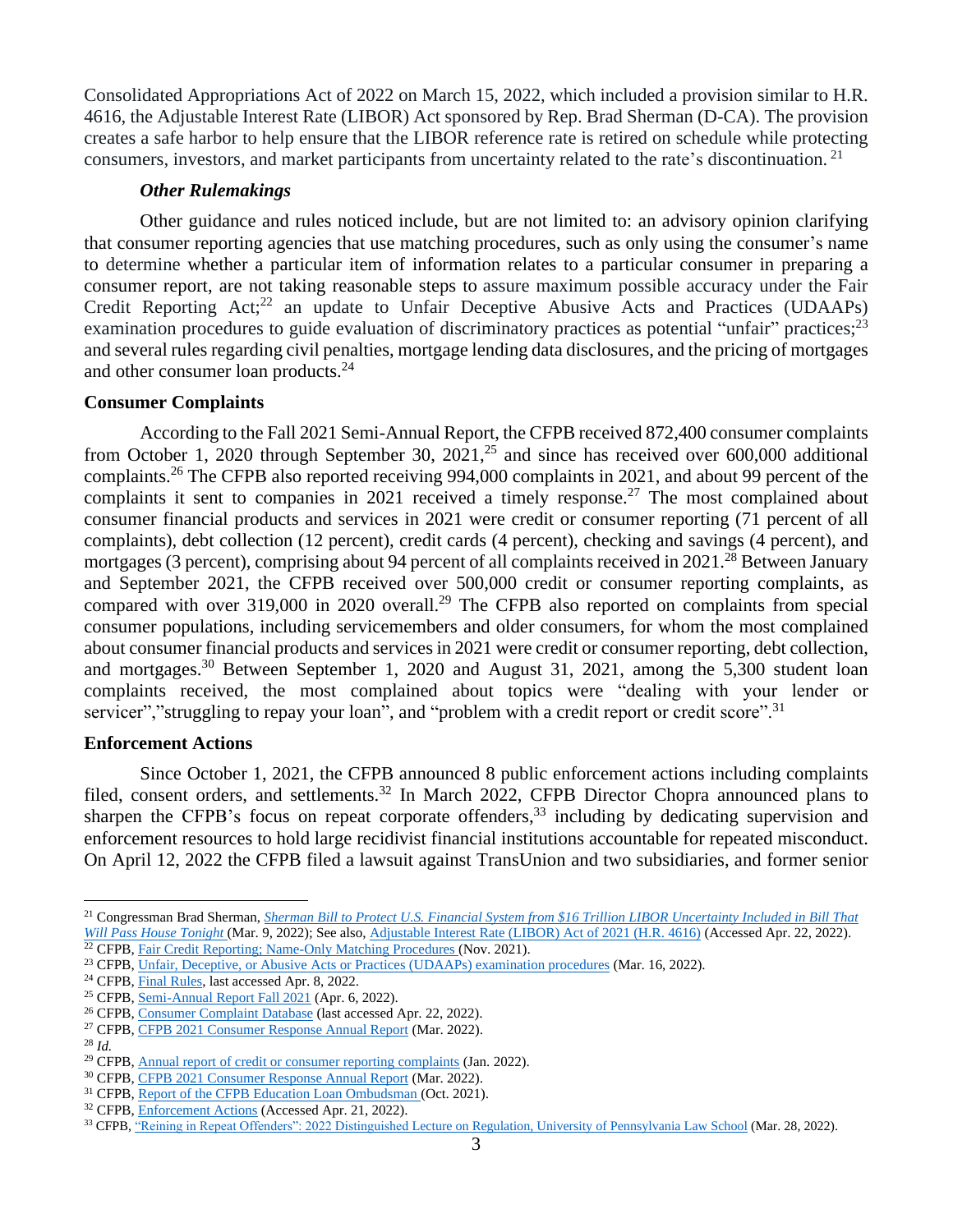Consolidated Appropriations Act of 2022 on March 15, 2022, which included a provision similar to H.R. 4616, the Adjustable Interest Rate (LIBOR) Act sponsored by Rep. Brad Sherman (D-CA). The provision creates a safe harbor to help ensure that the LIBOR reference rate is retired on schedule while protecting consumers, investors, and market participants from uncertainty related to the rate's discontinuation. [21]

### *Other Rulemakings*

Other guidance and rules noticed include, but are not limited to: an advisory opinion clarifying that consumer reporting agencies that use matching procedures, such as only using the consumer's name to determine whether a particular item of information relates to a particular consumer in preparing a consumer report, are not taking reasonable steps to assure maximum possible accuracy under the Fair Credit Reporting Act;[22] an update to Unfair Deceptive Abusive Acts and Practices (UDAAPs) examination procedures to guide evaluation of discriminatory practices as potential "unfair" practices;[23] and several rules regarding civil penalties, mortgage lending data disclosures, and the pricing of mortgages and other consumer loan products.[24]

## Consumer Complaints

According to the Fall 2021 Semi-Annual Report, the CFPB received 872,400 consumer complaints from October 1, 2020 through September 30, 2021,[25] and since has received over 600,000 additional complaints.[26] The CFPB also reported receiving 994,000 complaints in 2021, and about 99 percent of the complaints it sent to companies in 2021 received a timely response.[27] The most complained about consumer financial products and services in 2021 were credit or consumer reporting (71 percent of all complaints), debt collection (12 percent), credit cards (4 percent), checking and savings (4 percent), and mortgages (3 percent), comprising about 94 percent of all complaints received in 2021.[28] Between January and September 2021, the CFPB received over 500,000 credit or consumer reporting complaints, as compared with over 319,000 in 2020 overall.[29] The CFPB also reported on complaints from special consumer populations, including servicemembers and older consumers, for whom the most complained about consumer financial products and services in 2021 were credit or consumer reporting, debt collection, and mortgages.[30] Between September 1, 2020 and August 31, 2021, among the 5,300 student loan complaints received, the most complained about topics were "dealing with your lender or servicer","struggling to repay your loan", and "problem with a credit report or credit score".[31]

## Enforcement Actions

Since October 1, 2021, the CFPB announced 8 public enforcement actions including complaints filed, consent orders, and settlements.[32] In March 2022, CFPB Director Chopra announced plans to sharpen the CFPB's focus on repeat corporate offenders,[33] including by dedicating supervision and enforcement resources to hold large recidivist financial institutions accountable for repeated misconduct. On April 12, 2022 the CFPB filed a lawsuit against TransUnion and two subsidiaries, and former senior

---

[21] Congressman Brad Sherman, *Sherman Bill to Protect U.S. Financial System from $16 Trillion LIBOR Uncertainty Included in Bill That Will Pass House Tonight* (Mar. 9, 2022); See also, Adjustable Interest Rate (LIBOR) Act of 2021 (H.R. 4616) (Accessed Apr. 22, 2022).

[22] CFPB, Fair Credit Reporting; Name-Only Matching Procedures (Nov. 2021).

[23] CFPB, Unfair, Deceptive, or Abusive Acts or Practices (UDAAPs) examination procedures (Mar. 16, 2022).

[24] CFPB, Final Rules, last accessed Apr. 8, 2022.

[25] CFPB, Semi-Annual Report Fall 2021 (Apr. 6, 2022).

[26] CFPB, Consumer Complaint Database (last accessed Apr. 22, 2022).

[27] CFPB, CFPB 2021 Consumer Response Annual Report (Mar. 2022).

[28] *Id.*

[29] CFPB, Annual report of credit or consumer reporting complaints (Jan. 2022).

[30] CFPB, CFPB 2021 Consumer Response Annual Report (Mar. 2022).

[31] CFPB, Report of the CFPB Education Loan Ombudsman (Oct. 2021).

[32] CFPB, Enforcement Actions (Accessed Apr. 21, 2022).

[33] CFPB, "Reining in Repeat Offenders": 2022 Distinguished Lecture on Regulation, University of Pennsylvania Law School (Mar. 28, 2022).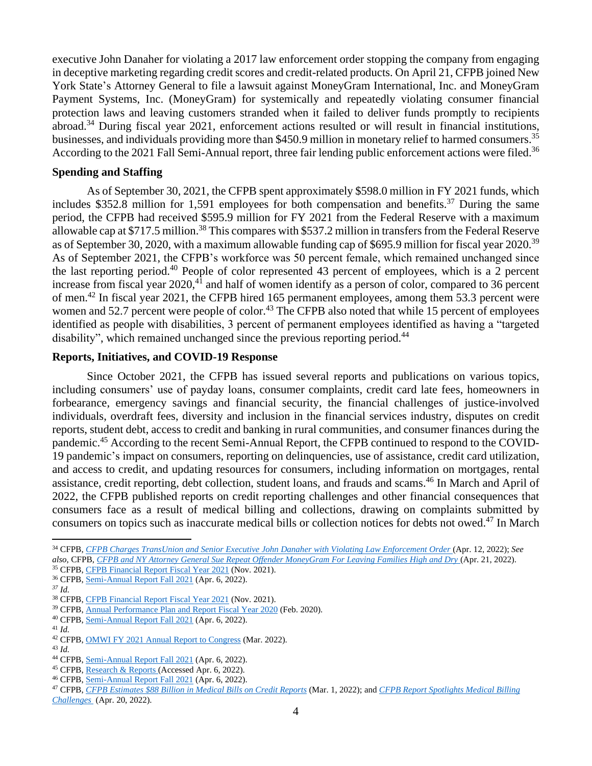executive John Danaher for violating a 2017 law enforcement order stopping the company from engaging in deceptive marketing regarding credit scores and credit-related products. On April 21, CFPB joined New York State's Attorney General to file a lawsuit against MoneyGram International, Inc. and MoneyGram Payment Systems, Inc. (MoneyGram) for systemically and repeatedly violating consumer financial protection laws and leaving customers stranded when it failed to deliver funds promptly to recipients abroad.[34] During fiscal year 2021, enforcement actions resulted or will result in financial institutions, businesses, and individuals providing more than $450.9 million in monetary relief to harmed consumers.[35] According to the 2021 Fall Semi-Annual report, three fair lending public enforcement actions were filed.[36]

**Spending and Staffing**

As of September 30, 2021, the CFPB spent approximately $598.0 million in FY 2021 funds, which includes $352.8 million for 1,591 employees for both compensation and benefits.[37] During the same period, the CFPB had received $595.9 million for FY 2021 from the Federal Reserve with a maximum allowable cap at $717.5 million.[38] This compares with $537.2 million in transfers from the Federal Reserve as of September 30, 2020, with a maximum allowable funding cap of $695.9 million for fiscal year 2020.[39] As of September 2021, the CFPB's workforce was 50 percent female, which remained unchanged since the last reporting period.[40] People of color represented 43 percent of employees, which is a 2 percent increase from fiscal year 2020,[41] and half of women identify as a person of color, compared to 36 percent of men.[42] In fiscal year 2021, the CFPB hired 165 permanent employees, among them 53.3 percent were women and 52.7 percent were people of color.[43] The CFPB also noted that while 15 percent of employees identified as people with disabilities, 3 percent of permanent employees identified as having a "targeted disability", which remained unchanged since the previous reporting period.[44]

**Reports, Initiatives, and COVID-19 Response**

Since October 2021, the CFPB has issued several reports and publications on various topics, including consumers' use of payday loans, consumer complaints, credit card late fees, homeowners in forbearance, emergency savings and financial security, the financial challenges of justice-involved individuals, overdraft fees, diversity and inclusion in the financial services industry, disputes on credit reports, student debt, access to credit and banking in rural communities, and consumer finances during the pandemic.[45] According to the recent Semi-Annual Report, the CFPB continued to respond to the COVID-19 pandemic's impact on consumers, reporting on delinquencies, use of assistance, credit card utilization, and access to credit, and updating resources for consumers, including information on mortgages, rental assistance, credit reporting, debt collection, student loans, and frauds and scams.[46] In March and April of 2022, the CFPB published reports on credit reporting challenges and other financial consequences that consumers face as a result of medical billing and collections, drawing on complaints submitted by consumers on topics such as inaccurate medical bills or collection notices for debts not owed.[47] In March

---

[34] CFPB, *CFPB Charges TransUnion and Senior Executive John Danaher with Violating Law Enforcement Order* (Apr. 12, 2022); *See also*, CFPB, *CFPB and NY Attorney General Sue Repeat Offender MoneyGram For Leaving Families High and Dry* (Apr. 21, 2022).

[35] CFPB, CFPB Financial Report Fiscal Year 2021 (Nov. 2021).

[36] CFPB, Semi-Annual Report Fall 2021 (Apr. 6, 2022).

[37] *Id.*

[38] CFPB, CFPB Financial Report Fiscal Year 2021 (Nov. 2021).

[39] CFPB, Annual Performance Plan and Report Fiscal Year 2020 (Feb. 2020).

[40] CFPB, Semi-Annual Report Fall 2021 (Apr. 6, 2022).

[41] *Id.*

[42] CFPB, OMWI FY 2021 Annual Report to Congress (Mar. 2022).

[43] *Id.*

[44] CFPB, Semi-Annual Report Fall 2021 (Apr. 6, 2022).

[45] CFPB, Research & Reports (Accessed Apr. 6, 2022).

[46] CFPB, Semi-Annual Report Fall 2021 (Apr. 6, 2022).

[47] CFPB, *CFPB Estimates $88 Billion in Medical Bills on Credit Reports* (Mar. 1, 2022); and *CFPB Report Spotlights Medical Billing Challenges* (Apr. 20, 2022).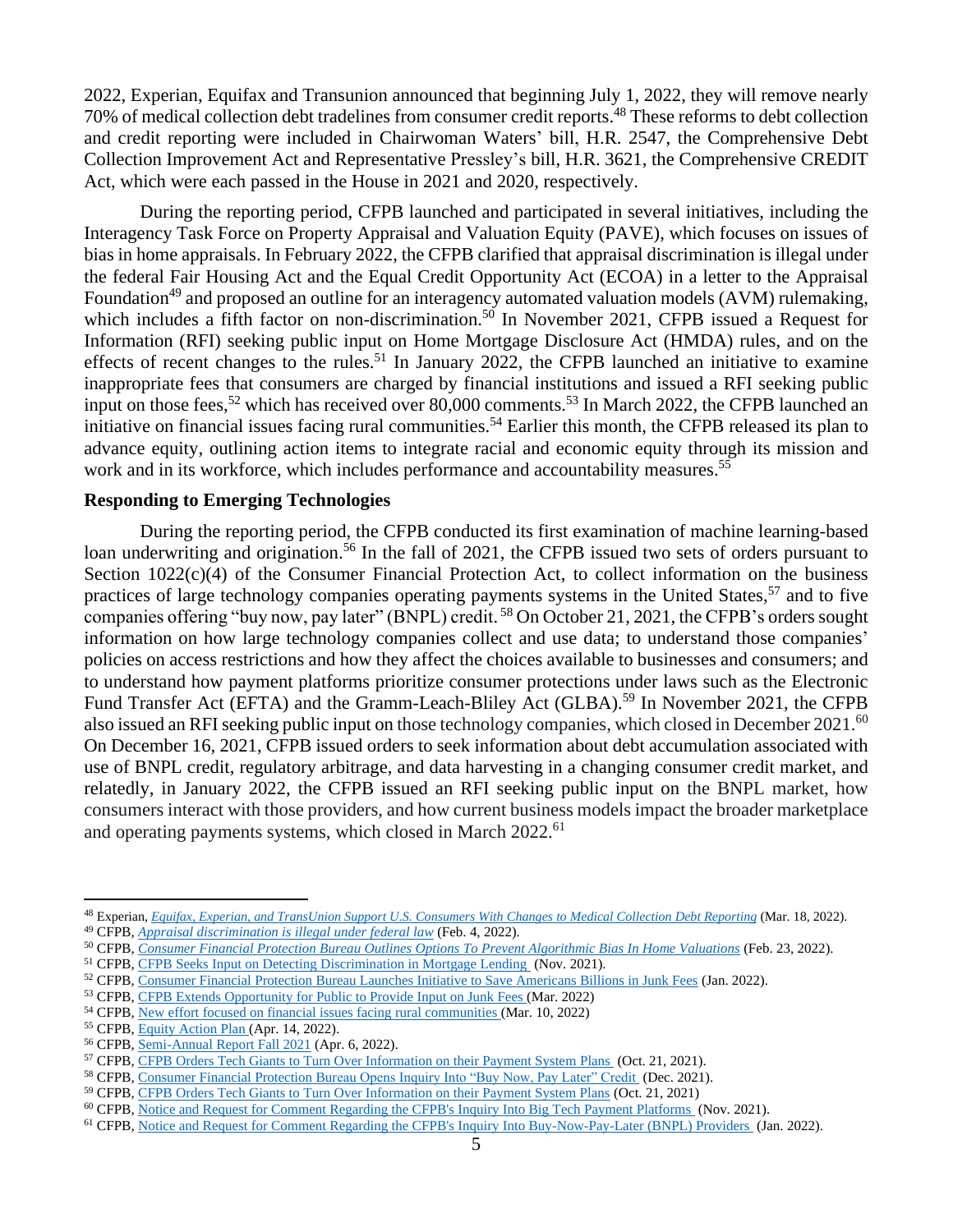2022, Experian, Equifax and Transunion announced that beginning July 1, 2022, they will remove nearly 70% of medical collection debt tradelines from consumer credit reports.[48] These reforms to debt collection and credit reporting were included in Chairwoman Waters' bill, H.R. 2547, the Comprehensive Debt Collection Improvement Act and Representative Pressley's bill, H.R. 3621, the Comprehensive CREDIT Act, which were each passed in the House in 2021 and 2020, respectively.

During the reporting period, CFPB launched and participated in several initiatives, including the Interagency Task Force on Property Appraisal and Valuation Equity (PAVE), which focuses on issues of bias in home appraisals. In February 2022, the CFPB clarified that appraisal discrimination is illegal under the federal Fair Housing Act and the Equal Credit Opportunity Act (ECOA) in a letter to the Appraisal Foundation[49] and proposed an outline for an interagency automated valuation models (AVM) rulemaking, which includes a fifth factor on non-discrimination.[50] In November 2021, CFPB issued a Request for Information (RFI) seeking public input on Home Mortgage Disclosure Act (HMDA) rules, and on the effects of recent changes to the rules.[51] In January 2022, the CFPB launched an initiative to examine inappropriate fees that consumers are charged by financial institutions and issued a RFI seeking public input on those fees,[52] which has received over 80,000 comments.[53] In March 2022, the CFPB launched an initiative on financial issues facing rural communities.[54] Earlier this month, the CFPB released its plan to advance equity, outlining action items to integrate racial and economic equity through its mission and work and in its workforce, which includes performance and accountability measures.[55]

**Responding to Emerging Technologies**

During the reporting period, the CFPB conducted its first examination of machine learning-based loan underwriting and origination.[56] In the fall of 2021, the CFPB issued two sets of orders pursuant to Section 1022(c)(4) of the Consumer Financial Protection Act, to collect information on the business practices of large technology companies operating payments systems in the United States,[57] and to five companies offering "buy now, pay later" (BNPL) credit.[58] On October 21, 2021, the CFPB's orders sought information on how large technology companies collect and use data; to understand those companies' policies on access restrictions and how they affect the choices available to businesses and consumers; and to understand how payment platforms prioritize consumer protections under laws such as the Electronic Fund Transfer Act (EFTA) and the Gramm-Leach-Bliley Act (GLBA).[59] In November 2021, the CFPB also issued an RFI seeking public input on those technology companies, which closed in December 2021.[60] On December 16, 2021, CFPB issued orders to seek information about debt accumulation associated with use of BNPL credit, regulatory arbitrage, and data harvesting in a changing consumer credit market, and relatedly, in January 2022, the CFPB issued an RFI seeking public input on the BNPL market, how consumers interact with those providers, and how current business models impact the broader marketplace and operating payments systems, which closed in March 2022.[61]

---

[48] Experian, *Equifax, Experian, and TransUnion Support U.S. Consumers With Changes to Medical Collection Debt Reporting* (Mar. 18, 2022).
[49] CFPB, *Appraisal discrimination is illegal under federal law* (Feb. 4, 2022).
[50] CFPB, *Consumer Financial Protection Bureau Outlines Options To Prevent Algorithmic Bias In Home Valuations* (Feb. 23, 2022).
[51] CFPB, CFPB Seeks Input on Detecting Discrimination in Mortgage Lending (Nov. 2021).
[52] CFPB, Consumer Financial Protection Bureau Launches Initiative to Save Americans Billions in Junk Fees (Jan. 2022).
[53] CFPB, CFPB Extends Opportunity for Public to Provide Input on Junk Fees (Mar. 2022)
[54] CFPB, New effort focused on financial issues facing rural communities (Mar. 10, 2022)
[55] CFPB, Equity Action Plan (Apr. 14, 2022).
[56] CFPB, Semi-Annual Report Fall 2021 (Apr. 6, 2022).
[57] CFPB, CFPB Orders Tech Giants to Turn Over Information on their Payment System Plans (Oct. 21, 2021).
[58] CFPB, Consumer Financial Protection Bureau Opens Inquiry Into "Buy Now, Pay Later" Credit (Dec. 2021).
[59] CFPB, CFPB Orders Tech Giants to Turn Over Information on their Payment System Plans (Oct. 21, 2021)
[60] CFPB, Notice and Request for Comment Regarding the CFPB's Inquiry Into Big Tech Payment Platforms (Nov. 2021).
[61] CFPB, Notice and Request for Comment Regarding the CFPB's Inquiry Into Buy-Now-Pay-Later (BNPL) Providers (Jan. 2022).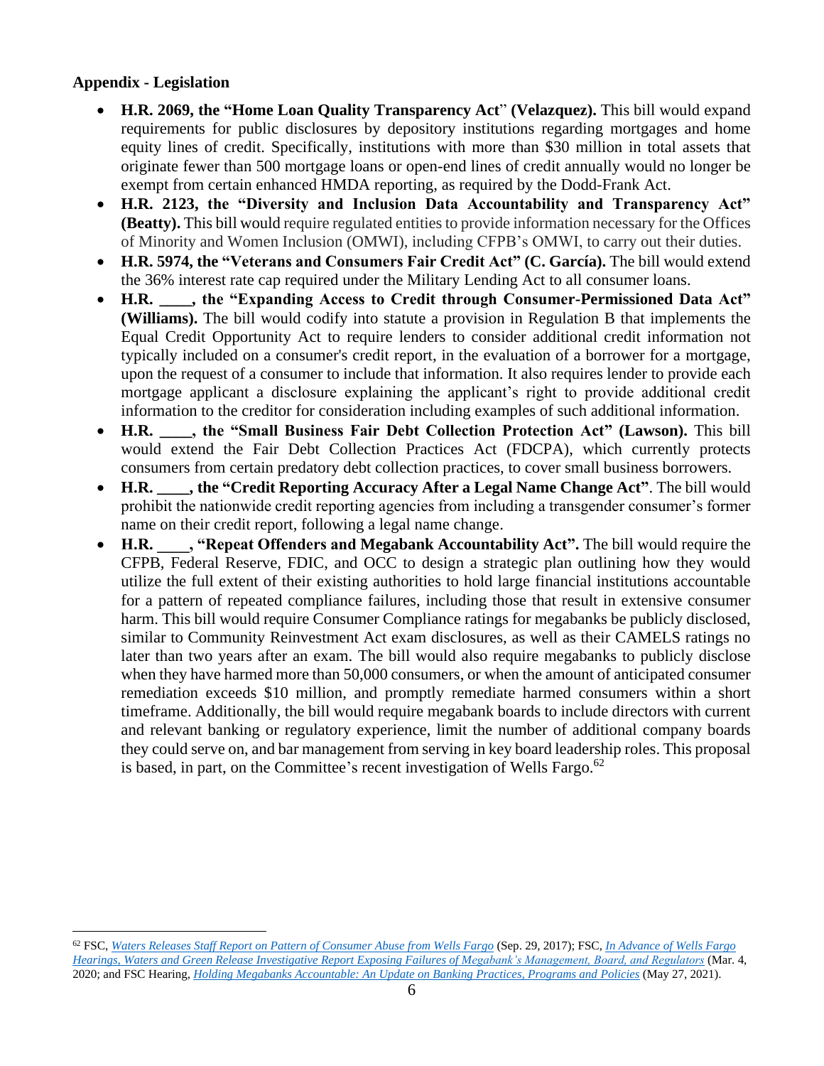**Appendix - Legislation**

- **H.R. 2069, the "Home Loan Quality Transparency Act" (Velazquez).** This bill would expand requirements for public disclosures by depository institutions regarding mortgages and home equity lines of credit. Specifically, institutions with more than $30 million in total assets that originate fewer than 500 mortgage loans or open-end lines of credit annually would no longer be exempt from certain enhanced HMDA reporting, as required by the Dodd-Frank Act.
- **H.R. 2123, the "Diversity and Inclusion Data Accountability and Transparency Act" (Beatty).** This bill would require regulated entities to provide information necessary for the Offices of Minority and Women Inclusion (OMWI), including CFPB's OMWI, to carry out their duties.
- **H.R. 5974, the "Veterans and Consumers Fair Credit Act" (C. García).** The bill would extend the 36% interest rate cap required under the Military Lending Act to all consumer loans.
- **H.R. \_\_\_\_, the "Expanding Access to Credit through Consumer-Permissioned Data Act" (Williams).** The bill would codify into statute a provision in Regulation B that implements the Equal Credit Opportunity Act to require lenders to consider additional credit information not typically included on a consumer's credit report, in the evaluation of a borrower for a mortgage, upon the request of a consumer to include that information. It also requires lender to provide each mortgage applicant a disclosure explaining the applicant's right to provide additional credit information to the creditor for consideration including examples of such additional information.
- **H.R. \_\_\_\_, the "Small Business Fair Debt Collection Protection Act" (Lawson).** This bill would extend the Fair Debt Collection Practices Act (FDCPA), which currently protects consumers from certain predatory debt collection practices, to cover small business borrowers.
- **H.R. \_\_\_\_, the "Credit Reporting Accuracy After a Legal Name Change Act"**. The bill would prohibit the nationwide credit reporting agencies from including a transgender consumer's former name on their credit report, following a legal name change.
- **H.R. \_\_\_\_, "Repeat Offenders and Megabank Accountability Act".** The bill would require the CFPB, Federal Reserve, FDIC, and OCC to design a strategic plan outlining how they would utilize the full extent of their existing authorities to hold large financial institutions accountable for a pattern of repeated compliance failures, including those that result in extensive consumer harm. This bill would require Consumer Compliance ratings for megabanks be publicly disclosed, similar to Community Reinvestment Act exam disclosures, as well as their CAMELS ratings no later than two years after an exam. The bill would also require megabanks to publicly disclose when they have harmed more than 50,000 consumers, or when the amount of anticipated consumer remediation exceeds $10 million, and promptly remediate harmed consumers within a short timeframe. Additionally, the bill would require megabank boards to include directors with current and relevant banking or regulatory experience, limit the number of additional company boards they could serve on, and bar management from serving in key board leadership roles. This proposal is based, in part, on the Committee's recent investigation of Wells Fargo.[62]

---

[62] FSC, *Waters Releases Staff Report on Pattern of Consumer Abuse from Wells Fargo* (Sep. 29, 2017); FSC, *In Advance of Wells Fargo Hearings, Waters and Green Release Investigative Report Exposing Failures of Megabank's Management, Board, and Regulators* (Mar. 4, 2020; and FSC Hearing, *Holding Megabanks Accountable: An Update on Banking Practices, Programs and Policies* (May 27, 2021).